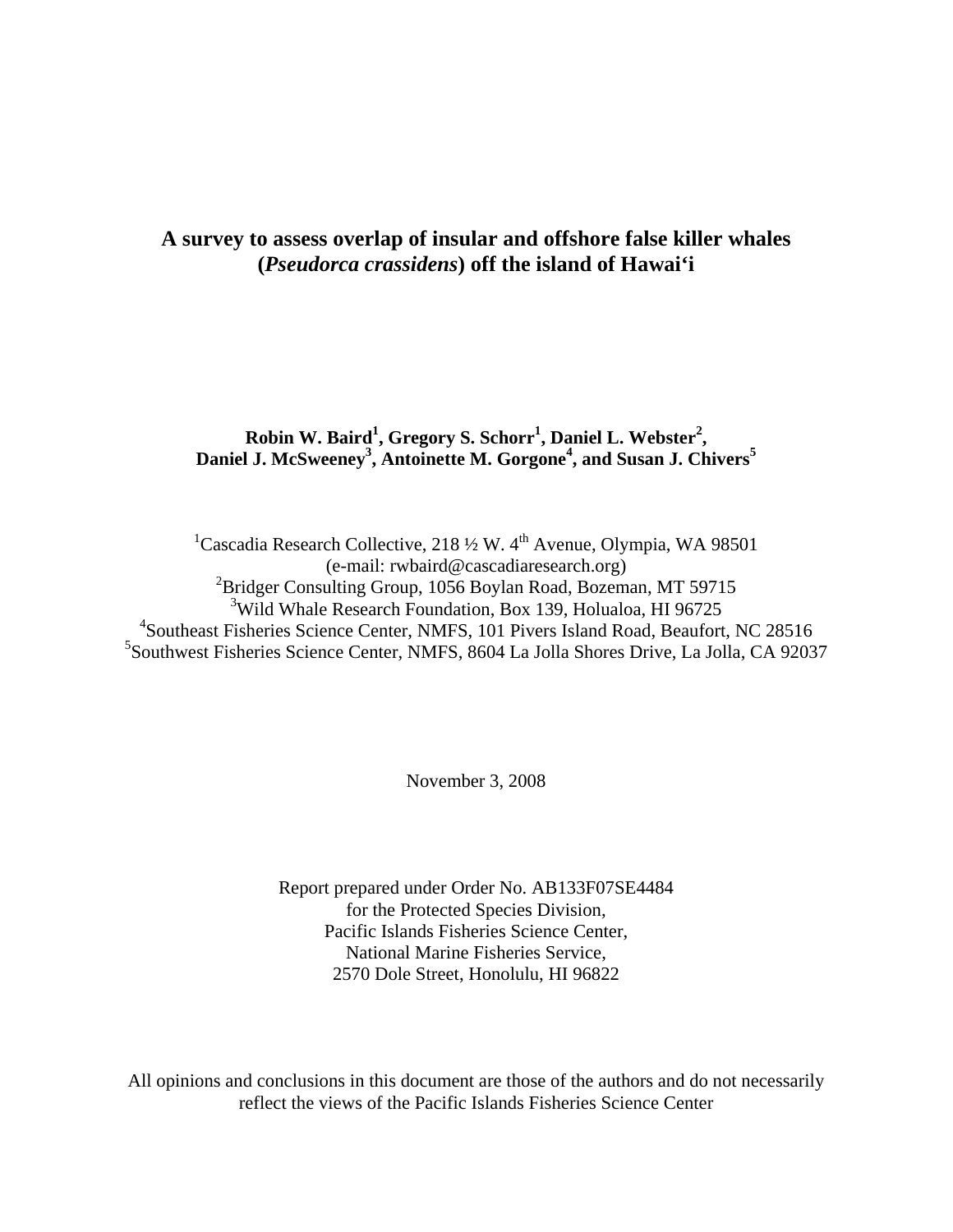# A survey to assess overlap of insular and offshore false killer whales (*Pseudorca crassidens*) off the island of Hawai‘i

**Robin W. Baird[1], Gregory S. Schorr[1], Daniel L. Webster[2], Daniel J. McSweeney[3], Antoinette M. Gorgone[4], and Susan J. Chivers[5]**

[1]Cascadia Research Collective, 218 ½ W. 4th Avenue, Olympia, WA 98501
(e-mail: rwbaird@cascadiaresearch.org)
[2]Bridger Consulting Group, 1056 Boylan Road, Bozeman, MT 59715
[3]Wild Whale Research Foundation, Box 139, Holualoa, HI 96725
[4]Southeast Fisheries Science Center, NMFS, 101 Pivers Island Road, Beaufort, NC 28516
[5]Southwest Fisheries Science Center, NMFS, 8604 La Jolla Shores Drive, La Jolla, CA 92037

November 3, 2008

Report prepared under Order No. AB133F07SE4484
for the Protected Species Division,
Pacific Islands Fisheries Science Center,
National Marine Fisheries Service,
2570 Dole Street, Honolulu, HI 96822

All opinions and conclusions in this document are those of the authors and do not necessarily reflect the views of the Pacific Islands Fisheries Science Center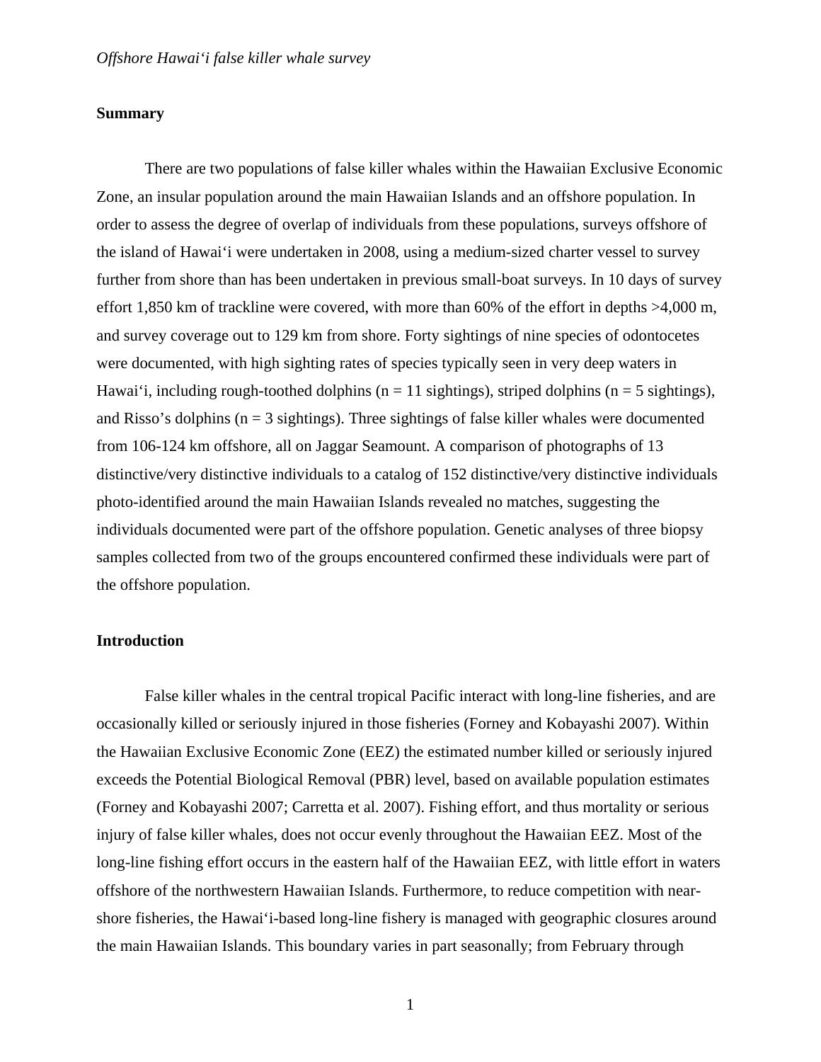## Summary

There are two populations of false killer whales within the Hawaiian Exclusive Economic Zone, an insular population around the main Hawaiian Islands and an offshore population. In order to assess the degree of overlap of individuals from these populations, surveys offshore of the island of Hawai‘i were undertaken in 2008, using a medium-sized charter vessel to survey further from shore than has been undertaken in previous small-boat surveys. In 10 days of survey effort 1,850 km of trackline were covered, with more than 60% of the effort in depths >4,000 m, and survey coverage out to 129 km from shore. Forty sightings of nine species of odontocetes were documented, with high sighting rates of species typically seen in very deep waters in Hawai‘i, including rough-toothed dolphins (n = 11 sightings), striped dolphins (n = 5 sightings), and Risso’s dolphins (n = 3 sightings). Three sightings of false killer whales were documented from 106-124 km offshore, all on Jaggar Seamount. A comparison of photographs of 13 distinctive/very distinctive individuals to a catalog of 152 distinctive/very distinctive individuals photo-identified around the main Hawaiian Islands revealed no matches, suggesting the individuals documented were part of the offshore population. Genetic analyses of three biopsy samples collected from two of the groups encountered confirmed these individuals were part of the offshore population.

## Introduction

False killer whales in the central tropical Pacific interact with long-line fisheries, and are occasionally killed or seriously injured in those fisheries (Forney and Kobayashi 2007). Within the Hawaiian Exclusive Economic Zone (EEZ) the estimated number killed or seriously injured exceeds the Potential Biological Removal (PBR) level, based on available population estimates (Forney and Kobayashi 2007; Carretta et al. 2007). Fishing effort, and thus mortality or serious injury of false killer whales, does not occur evenly throughout the Hawaiian EEZ. Most of the long-line fishing effort occurs in the eastern half of the Hawaiian EEZ, with little effort in waters offshore of the northwestern Hawaiian Islands. Furthermore, to reduce competition with near-shore fisheries, the Hawai‘i-based long-line fishery is managed with geographic closures around the main Hawaiian Islands. This boundary varies in part seasonally; from February through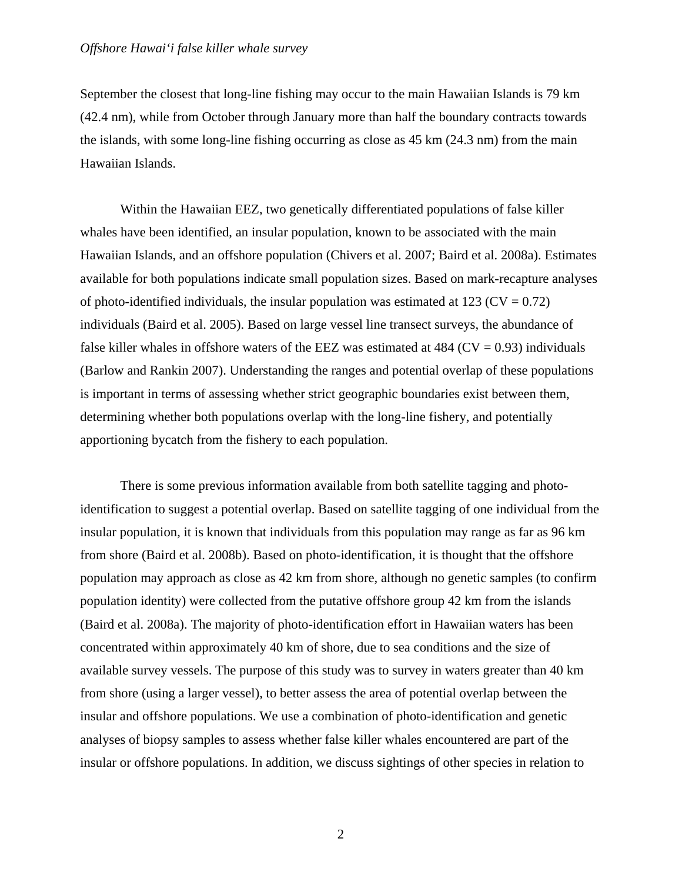September the closest that long-line fishing may occur to the main Hawaiian Islands is 79 km (42.4 nm), while from October through January more than half the boundary contracts towards the islands, with some long-line fishing occurring as close as 45 km (24.3 nm) from the main Hawaiian Islands.

Within the Hawaiian EEZ, two genetically differentiated populations of false killer whales have been identified, an insular population, known to be associated with the main Hawaiian Islands, and an offshore population (Chivers et al. 2007; Baird et al. 2008a). Estimates available for both populations indicate small population sizes. Based on mark-recapture analyses of photo-identified individuals, the insular population was estimated at 123 (CV = 0.72) individuals (Baird et al. 2005). Based on large vessel line transect surveys, the abundance of false killer whales in offshore waters of the EEZ was estimated at 484 (CV = 0.93) individuals (Barlow and Rankin 2007). Understanding the ranges and potential overlap of these populations is important in terms of assessing whether strict geographic boundaries exist between them, determining whether both populations overlap with the long-line fishery, and potentially apportioning bycatch from the fishery to each population.

There is some previous information available from both satellite tagging and photo-identification to suggest a potential overlap. Based on satellite tagging of one individual from the insular population, it is known that individuals from this population may range as far as 96 km from shore (Baird et al. 2008b). Based on photo-identification, it is thought that the offshore population may approach as close as 42 km from shore, although no genetic samples (to confirm population identity) were collected from the putative offshore group 42 km from the islands (Baird et al. 2008a). The majority of photo-identification effort in Hawaiian waters has been concentrated within approximately 40 km of shore, due to sea conditions and the size of available survey vessels. The purpose of this study was to survey in waters greater than 40 km from shore (using a larger vessel), to better assess the area of potential overlap between the insular and offshore populations. We use a combination of photo-identification and genetic analyses of biopsy samples to assess whether false killer whales encountered are part of the insular or offshore populations. In addition, we discuss sightings of other species in relation to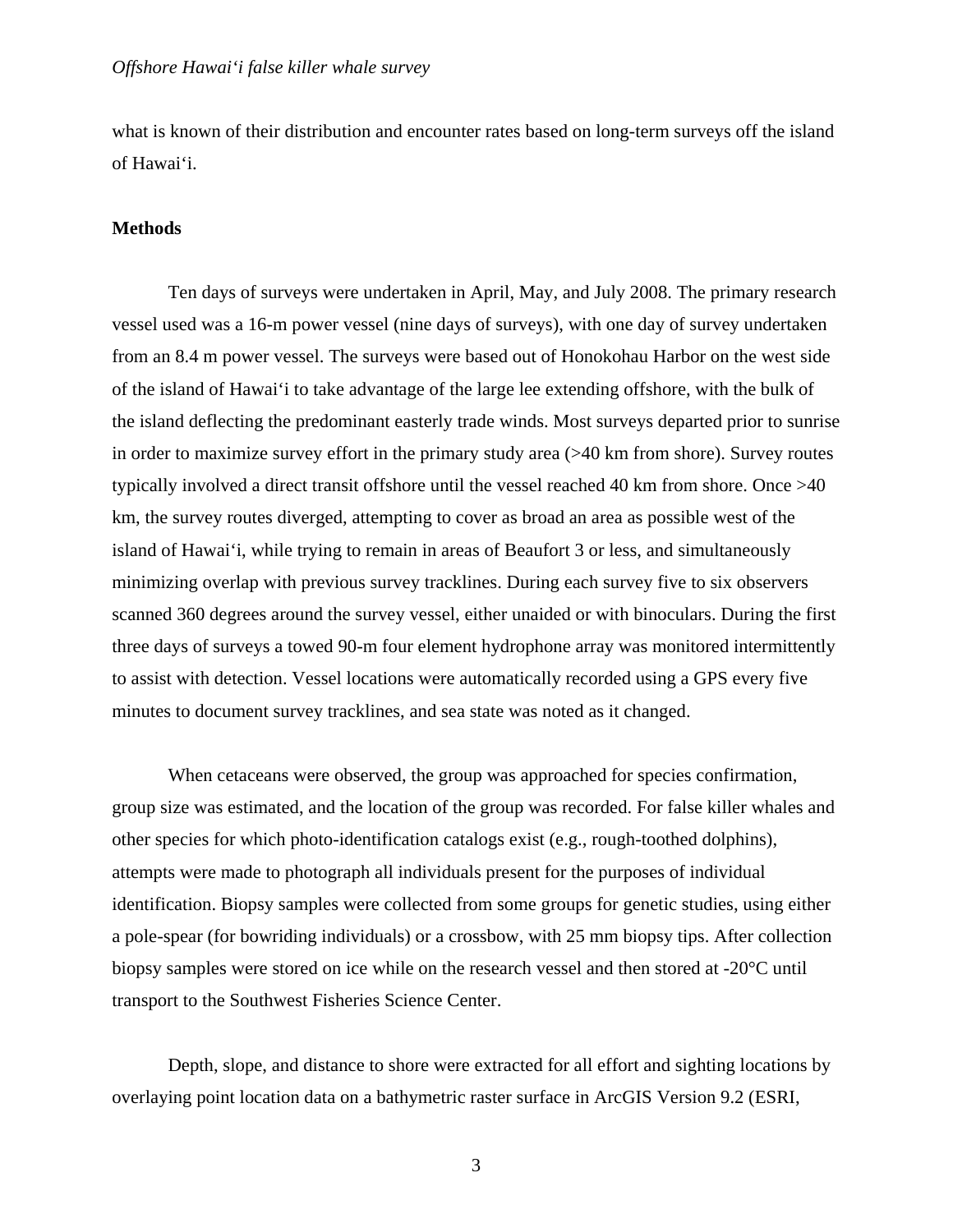what is known of their distribution and encounter rates based on long-term surveys off the island of Hawai‘i.

## Methods

Ten days of surveys were undertaken in April, May, and July 2008. The primary research vessel used was a 16-m power vessel (nine days of surveys), with one day of survey undertaken from an 8.4 m power vessel. The surveys were based out of Honokohau Harbor on the west side of the island of Hawai‘i to take advantage of the large lee extending offshore, with the bulk of the island deflecting the predominant easterly trade winds. Most surveys departed prior to sunrise in order to maximize survey effort in the primary study area (>40 km from shore). Survey routes typically involved a direct transit offshore until the vessel reached 40 km from shore. Once >40 km, the survey routes diverged, attempting to cover as broad an area as possible west of the island of Hawai‘i, while trying to remain in areas of Beaufort 3 or less, and simultaneously minimizing overlap with previous survey tracklines. During each survey five to six observers scanned 360 degrees around the survey vessel, either unaided or with binoculars. During the first three days of surveys a towed 90-m four element hydrophone array was monitored intermittently to assist with detection. Vessel locations were automatically recorded using a GPS every five minutes to document survey tracklines, and sea state was noted as it changed.

When cetaceans were observed, the group was approached for species confirmation, group size was estimated, and the location of the group was recorded. For false killer whales and other species for which photo-identification catalogs exist (e.g., rough-toothed dolphins), attempts were made to photograph all individuals present for the purposes of individual identification. Biopsy samples were collected from some groups for genetic studies, using either a pole-spear (for bowriding individuals) or a crossbow, with 25 mm biopsy tips. After collection biopsy samples were stored on ice while on the research vessel and then stored at -20°C until transport to the Southwest Fisheries Science Center.

Depth, slope, and distance to shore were extracted for all effort and sighting locations by overlaying point location data on a bathymetric raster surface in ArcGIS Version 9.2 (ESRI,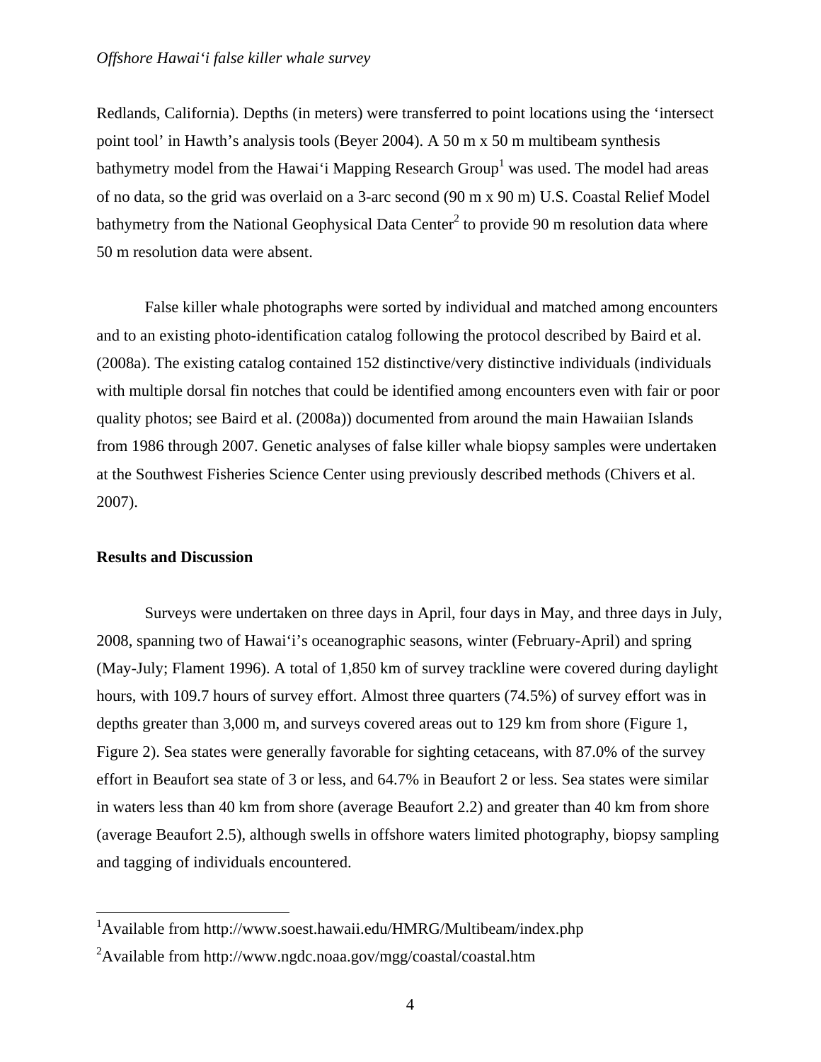Redlands, California). Depths (in meters) were transferred to point locations using the 'intersect point tool' in Hawth's analysis tools (Beyer 2004). A 50 m x 50 m multibeam synthesis bathymetry model from the Hawai'i Mapping Research Group[1] was used. The model had areas of no data, so the grid was overlaid on a 3-arc second (90 m x 90 m) U.S. Coastal Relief Model bathymetry from the National Geophysical Data Center[2] to provide 90 m resolution data where 50 m resolution data were absent.

False killer whale photographs were sorted by individual and matched among encounters and to an existing photo-identification catalog following the protocol described by Baird et al. (2008a). The existing catalog contained 152 distinctive/very distinctive individuals (individuals with multiple dorsal fin notches that could be identified among encounters even with fair or poor quality photos; see Baird et al. (2008a)) documented from around the main Hawaiian Islands from 1986 through 2007. Genetic analyses of false killer whale biopsy samples were undertaken at the Southwest Fisheries Science Center using previously described methods (Chivers et al. 2007).

## Results and Discussion

Surveys were undertaken on three days in April, four days in May, and three days in July, 2008, spanning two of Hawai'i's oceanographic seasons, winter (February-April) and spring (May-July; Flament 1996). A total of 1,850 km of survey trackline were covered during daylight hours, with 109.7 hours of survey effort. Almost three quarters (74.5%) of survey effort was in depths greater than 3,000 m, and surveys covered areas out to 129 km from shore (Figure 1, Figure 2). Sea states were generally favorable for sighting cetaceans, with 87.0% of the survey effort in Beaufort sea state of 3 or less, and 64.7% in Beaufort 2 or less. Sea states were similar in waters less than 40 km from shore (average Beaufort 2.2) and greater than 40 km from shore (average Beaufort 2.5), although swells in offshore waters limited photography, biopsy sampling and tagging of individuals encountered.

---

[1]Available from http://www.soest.hawaii.edu/HMRG/Multibeam/index.php

[2]Available from http://www.ngdc.noaa.gov/mgg/coastal/coastal.htm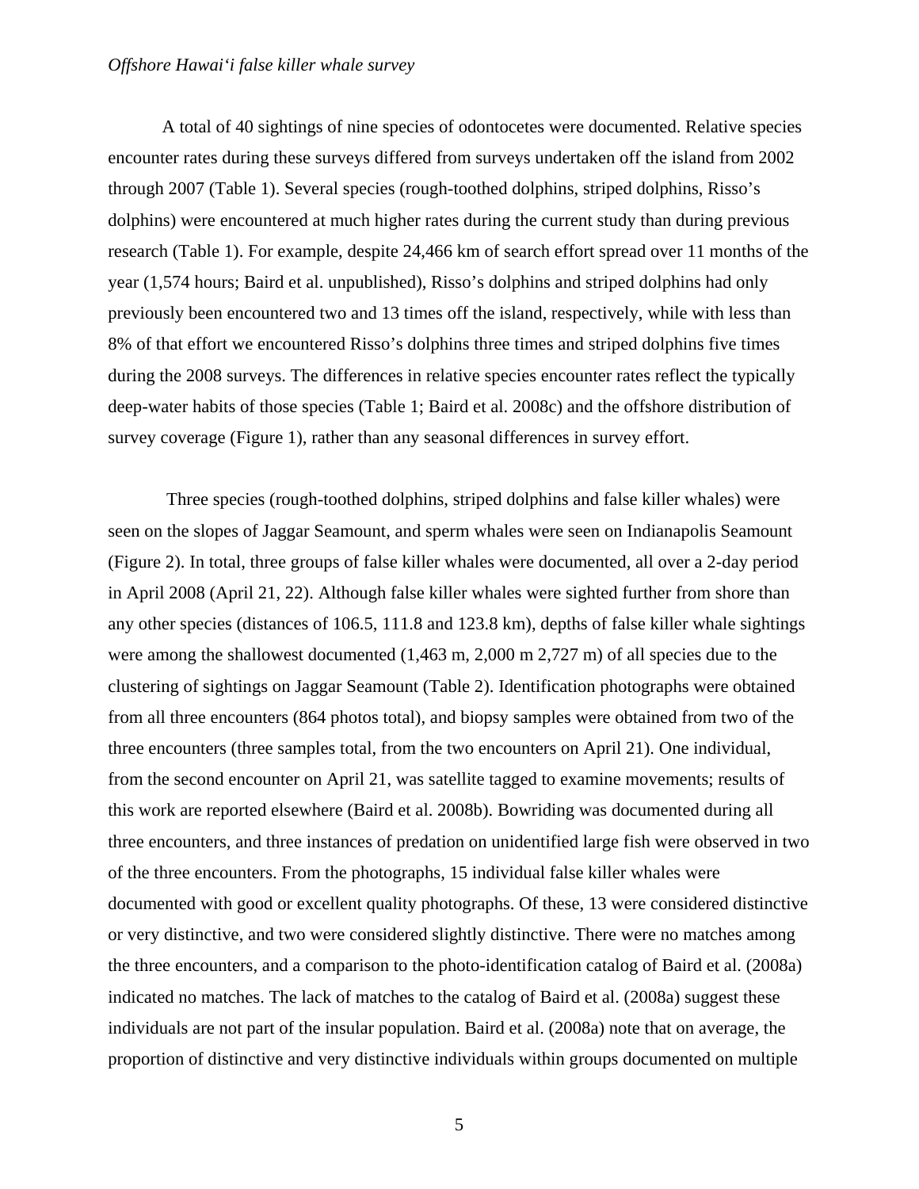A total of 40 sightings of nine species of odontocetes were documented. Relative species encounter rates during these surveys differed from surveys undertaken off the island from 2002 through 2007 (Table 1). Several species (rough-toothed dolphins, striped dolphins, Risso's dolphins) were encountered at much higher rates during the current study than during previous research (Table 1). For example, despite 24,466 km of search effort spread over 11 months of the year (1,574 hours; Baird et al. unpublished), Risso's dolphins and striped dolphins had only previously been encountered two and 13 times off the island, respectively, while with less than 8% of that effort we encountered Risso's dolphins three times and striped dolphins five times during the 2008 surveys. The differences in relative species encounter rates reflect the typically deep-water habits of those species (Table 1; Baird et al. 2008c) and the offshore distribution of survey coverage (Figure 1), rather than any seasonal differences in survey effort.

Three species (rough-toothed dolphins, striped dolphins and false killer whales) were seen on the slopes of Jaggar Seamount, and sperm whales were seen on Indianapolis Seamount (Figure 2). In total, three groups of false killer whales were documented, all over a 2-day period in April 2008 (April 21, 22). Although false killer whales were sighted further from shore than any other species (distances of 106.5, 111.8 and 123.8 km), depths of false killer whale sightings were among the shallowest documented (1,463 m, 2,000 m 2,727 m) of all species due to the clustering of sightings on Jaggar Seamount (Table 2). Identification photographs were obtained from all three encounters (864 photos total), and biopsy samples were obtained from two of the three encounters (three samples total, from the two encounters on April 21). One individual, from the second encounter on April 21, was satellite tagged to examine movements; results of this work are reported elsewhere (Baird et al. 2008b). Bowriding was documented during all three encounters, and three instances of predation on unidentified large fish were observed in two of the three encounters. From the photographs, 15 individual false killer whales were documented with good or excellent quality photographs. Of these, 13 were considered distinctive or very distinctive, and two were considered slightly distinctive. There were no matches among the three encounters, and a comparison to the photo-identification catalog of Baird et al. (2008a) indicated no matches. The lack of matches to the catalog of Baird et al. (2008a) suggest these individuals are not part of the insular population. Baird et al. (2008a) note that on average, the proportion of distinctive and very distinctive individuals within groups documented on multiple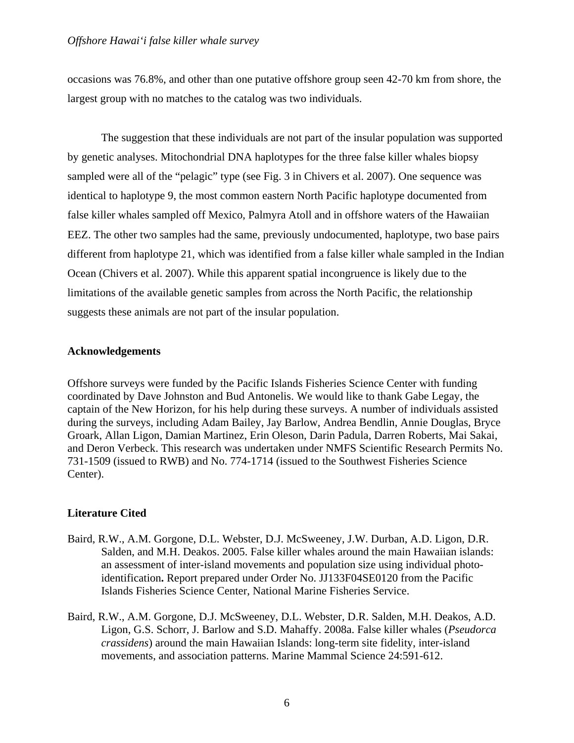occasions was 76.8%, and other than one putative offshore group seen 42-70 km from shore, the largest group with no matches to the catalog was two individuals.

The suggestion that these individuals are not part of the insular population was supported by genetic analyses. Mitochondrial DNA haplotypes for the three false killer whales biopsy sampled were all of the "pelagic" type (see Fig. 3 in Chivers et al. 2007). One sequence was identical to haplotype 9, the most common eastern North Pacific haplotype documented from false killer whales sampled off Mexico, Palmyra Atoll and in offshore waters of the Hawaiian EEZ. The other two samples had the same, previously undocumented, haplotype, two base pairs different from haplotype 21, which was identified from a false killer whale sampled in the Indian Ocean (Chivers et al. 2007). While this apparent spatial incongruence is likely due to the limitations of the available genetic samples from across the North Pacific, the relationship suggests these animals are not part of the insular population.

## Acknowledgements

Offshore surveys were funded by the Pacific Islands Fisheries Science Center with funding coordinated by Dave Johnston and Bud Antonelis. We would like to thank Gabe Legay, the captain of the New Horizon, for his help during these surveys. A number of individuals assisted during the surveys, including Adam Bailey, Jay Barlow, Andrea Bendlin, Annie Douglas, Bryce Groark, Allan Ligon, Damian Martinez, Erin Oleson, Darin Padula, Darren Roberts, Mai Sakai, and Deron Verbeck. This research was undertaken under NMFS Scientific Research Permits No. 731-1509 (issued to RWB) and No. 774-1714 (issued to the Southwest Fisheries Science Center).

## Literature Cited

Baird, R.W., A.M. Gorgone, D.L. Webster, D.J. McSweeney, J.W. Durban, A.D. Ligon, D.R. Salden, and M.H. Deakos. 2005. False killer whales around the main Hawaiian islands: an assessment of inter-island movements and population size using individual photo-identification**.** Report prepared under Order No. JJ133F04SE0120 from the Pacific Islands Fisheries Science Center, National Marine Fisheries Service.

Baird, R.W., A.M. Gorgone, D.J. McSweeney, D.L. Webster, D.R. Salden, M.H. Deakos, A.D. Ligon, G.S. Schorr, J. Barlow and S.D. Mahaffy. 2008a. False killer whales (*Pseudorca crassidens*) around the main Hawaiian Islands: long-term site fidelity, inter-island movements, and association patterns. Marine Mammal Science 24:591-612.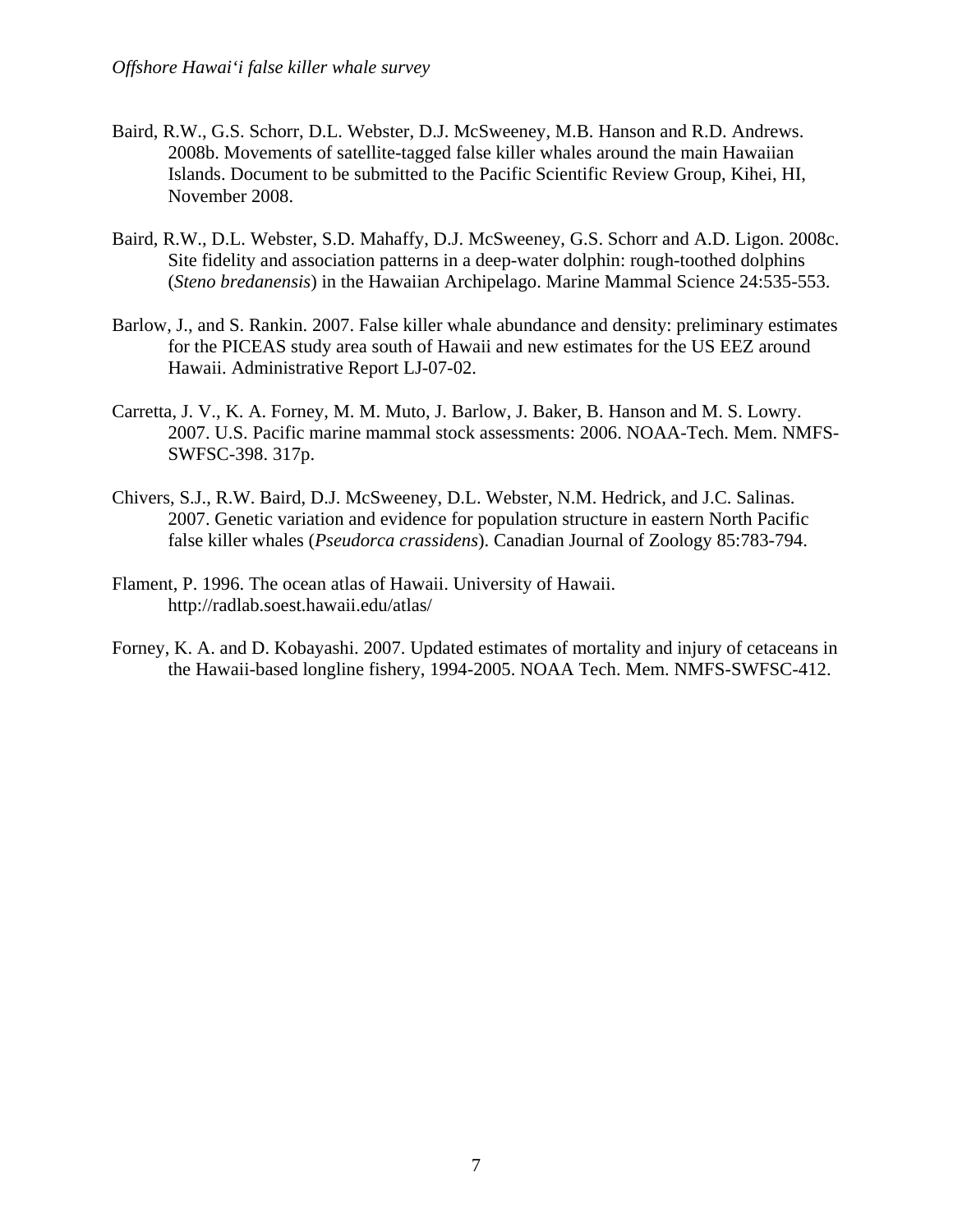Baird, R.W., G.S. Schorr, D.L. Webster, D.J. McSweeney, M.B. Hanson and R.D. Andrews. 2008b. Movements of satellite-tagged false killer whales around the main Hawaiian Islands. Document to be submitted to the Pacific Scientific Review Group, Kihei, HI, November 2008.

Baird, R.W., D.L. Webster, S.D. Mahaffy, D.J. McSweeney, G.S. Schorr and A.D. Ligon. 2008c. Site fidelity and association patterns in a deep-water dolphin: rough-toothed dolphins (*Steno bredanensis*) in the Hawaiian Archipelago. Marine Mammal Science 24:535-553.

Barlow, J., and S. Rankin. 2007. False killer whale abundance and density: preliminary estimates for the PICEAS study area south of Hawaii and new estimates for the US EEZ around Hawaii. Administrative Report LJ-07-02.

Carretta, J. V., K. A. Forney, M. M. Muto, J. Barlow, J. Baker, B. Hanson and M. S. Lowry. 2007. U.S. Pacific marine mammal stock assessments: 2006. NOAA-Tech. Mem. NMFS-SWFSC-398. 317p.

Chivers, S.J., R.W. Baird, D.J. McSweeney, D.L. Webster, N.M. Hedrick, and J.C. Salinas. 2007. Genetic variation and evidence for population structure in eastern North Pacific false killer whales (*Pseudorca crassidens*). Canadian Journal of Zoology 85:783-794.

Flament, P. 1996. The ocean atlas of Hawaii. University of Hawaii. http://radlab.soest.hawaii.edu/atlas/

Forney, K. A. and D. Kobayashi. 2007. Updated estimates of mortality and injury of cetaceans in the Hawaii-based longline fishery, 1994-2005. NOAA Tech. Mem. NMFS-SWFSC-412.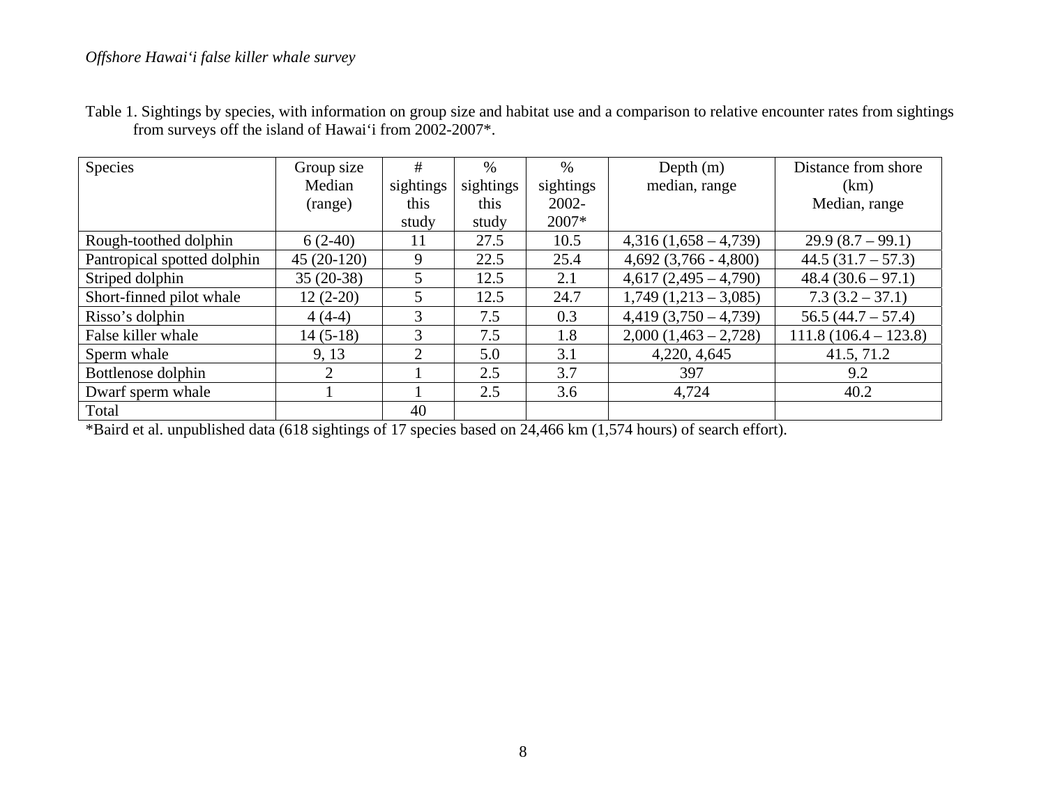Table 1. Sightings by species, with information on group size and habitat use and a comparison to relative encounter rates from sightings from surveys off the island of Hawaiʻi from 2002-2007*.

| Species | Group size Median (range) | # sightings this study | % sightings this study | % sightings 2002-2007* | Depth (m) median, range | Distance from shore (km) Median, range |
|---|---|---|---|---|---|---|
| Rough-toothed dolphin | 6 (2-40) | 11 | 27.5 | 10.5 | 4,316 (1,658 – 4,739) | 29.9 (8.7 – 99.1) |
| Pantropical spotted dolphin | 45 (20-120) | 9 | 22.5 | 25.4 | 4,692 (3,766 - 4,800) | 44.5 (31.7 – 57.3) |
| Striped dolphin | 35 (20-38) | 5 | 12.5 | 2.1 | 4,617 (2,495 – 4,790) | 48.4 (30.6 – 97.1) |
| Short-finned pilot whale | 12 (2-20) | 5 | 12.5 | 24.7 | 1,749 (1,213 – 3,085) | 7.3 (3.2 – 37.1) |
| Risso's dolphin | 4 (4-4) | 3 | 7.5 | 0.3 | 4,419 (3,750 – 4,739) | 56.5 (44.7 – 57.4) |
| False killer whale | 14 (5-18) | 3 | 7.5 | 1.8 | 2,000 (1,463 – 2,728) | 111.8 (106.4 – 123.8) |
| Sperm whale | 9, 13 | 2 | 5.0 | 3.1 | 4,220, 4,645 | 41.5, 71.2 |
| Bottlenose dolphin | 2 | 1 | 2.5 | 3.7 | 397 | 9.2 |
| Dwarf sperm whale | 1 | 1 | 2.5 | 3.6 | 4,724 | 40.2 |
| Total | | 40 | | | | |

*Baird et al. unpublished data (618 sightings of 17 species based on 24,466 km (1,574 hours) of search effort).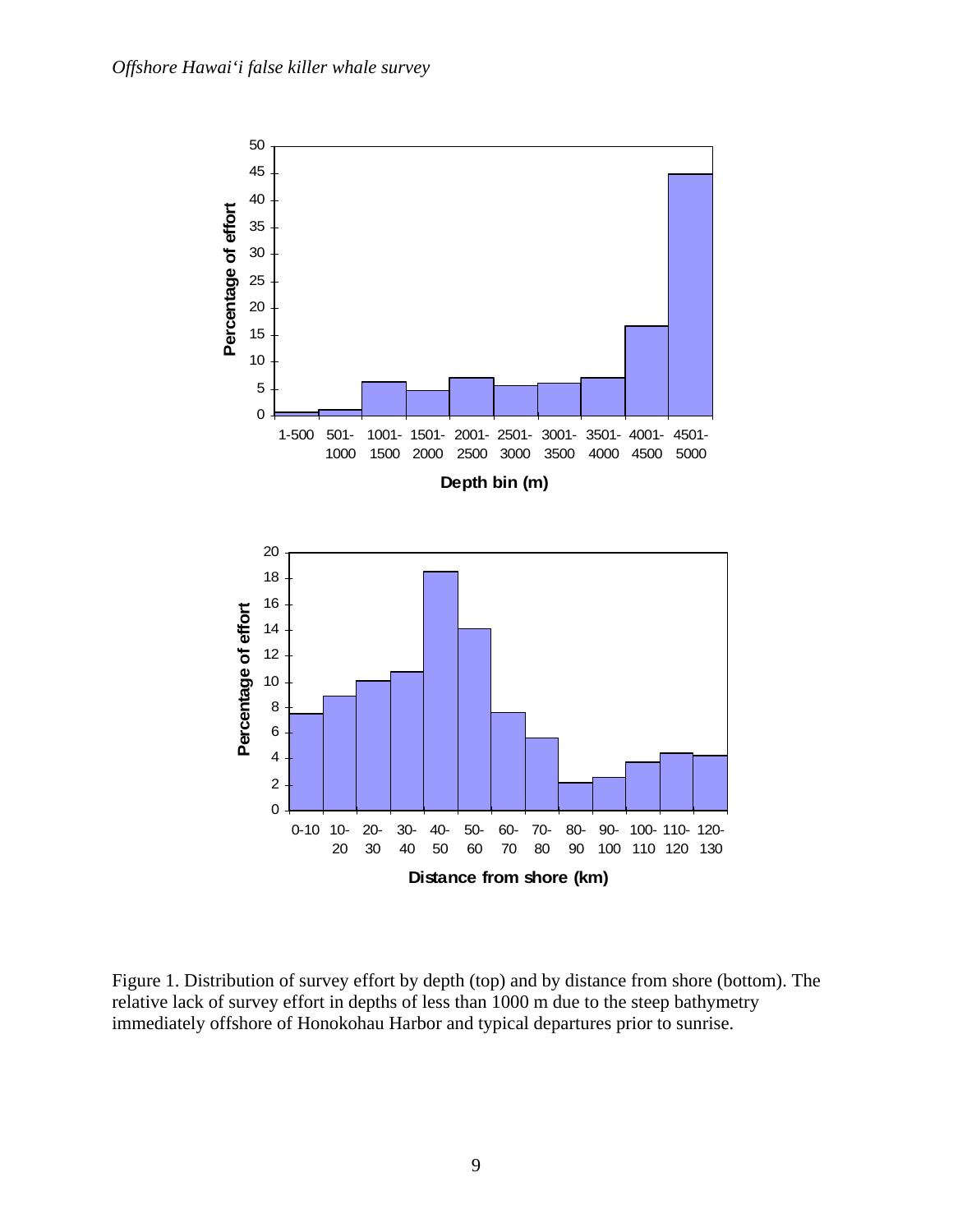Figure 1. Distribution of survey effort by depth (top) and by distance from shore (bottom). The relative lack of survey effort in depths of less than 1000 m due to the steep bathymetry immediately offshore of Honokohau Harbor and typical departures prior to sunrise.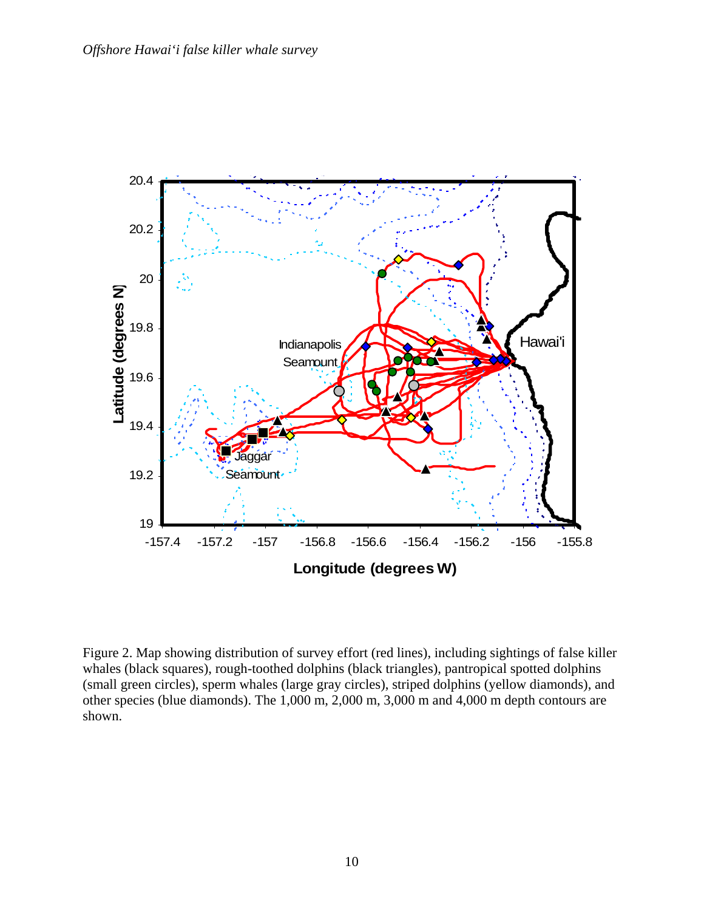20.4

20.2

20

19.8

19.6

19.4

19.2

19

-157.4 -157.2 -157 -156.8 -156.6 -156.4 -156.2 -156 -155.8

Latitude (degrees N)

Longitude (degrees W)

Indianapolis Seamount

Hawai'i

Jaggar Seamount

Figure 2. Map showing distribution of survey effort (red lines), including sightings of false killer whales (black squares), rough-toothed dolphins (black triangles), pantropical spotted dolphins (small green circles), sperm whales (large gray circles), striped dolphins (yellow diamonds), and other species (blue diamonds). The 1,000 m, 2,000 m, 3,000 m and 4,000 m depth contours are shown.